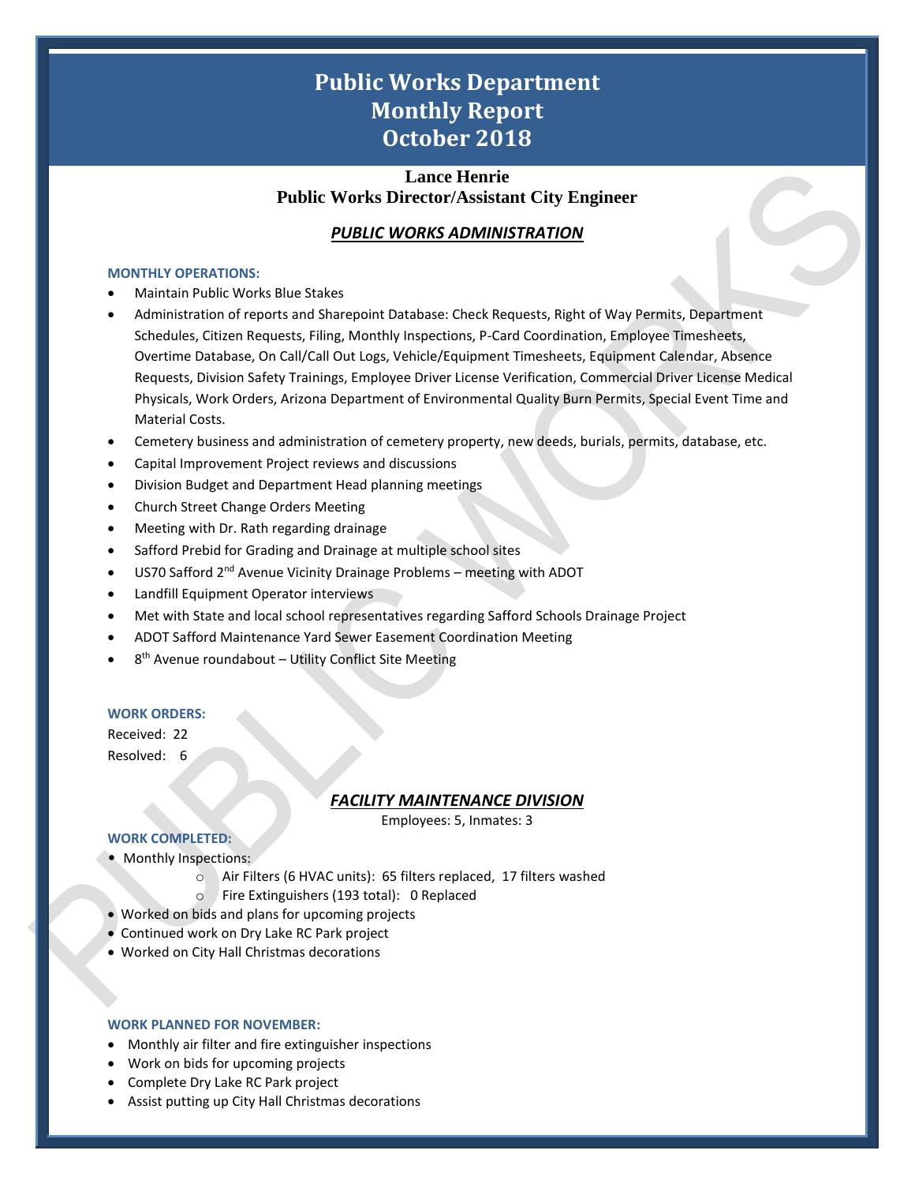# Public Works Department
# Monthly Report
# October 2018

**Lance Henrie**
**Public Works Director/Assistant City Engineer**

## *PUBLIC WORKS ADMINISTRATION*

### MONTHLY OPERATIONS:

- Maintain Public Works Blue Stakes
- Administration of reports and Sharepoint Database: Check Requests, Right of Way Permits, Department Schedules, Citizen Requests, Filing, Monthly Inspections, P-Card Coordination, Employee Timesheets, Overtime Database, On Call/Call Out Logs, Vehicle/Equipment Timesheets, Equipment Calendar, Absence Requests, Division Safety Trainings, Employee Driver License Verification, Commercial Driver License Medical Physicals, Work Orders, Arizona Department of Environmental Quality Burn Permits, Special Event Time and Material Costs.
- Cemetery business and administration of cemetery property, new deeds, burials, permits, database, etc.
- Capital Improvement Project reviews and discussions
- Division Budget and Department Head planning meetings
- Church Street Change Orders Meeting
- Meeting with Dr. Rath regarding drainage
- Safford Prebid for Grading and Drainage at multiple school sites
- US70 Safford 2nd Avenue Vicinity Drainage Problems – meeting with ADOT
- Landfill Equipment Operator interviews
- Met with State and local school representatives regarding Safford Schools Drainage Project
- ADOT Safford Maintenance Yard Sewer Easement Coordination Meeting
- 8th Avenue roundabout – Utility Conflict Site Meeting

### WORK ORDERS:

Received: 22
Resolved: 6

## *FACILITY MAINTENANCE DIVISION*

Employees: 5, Inmates: 3

### WORK COMPLETED:

- Monthly Inspections:
  - Air Filters (6 HVAC units): 65 filters replaced, 17 filters washed
  - Fire Extinguishers (193 total): 0 Replaced
- Worked on bids and plans for upcoming projects
- Continued work on Dry Lake RC Park project
- Worked on City Hall Christmas decorations

### WORK PLANNED FOR NOVEMBER:

- Monthly air filter and fire extinguisher inspections
- Work on bids for upcoming projects
- Complete Dry Lake RC Park project
- Assist putting up City Hall Christmas decorations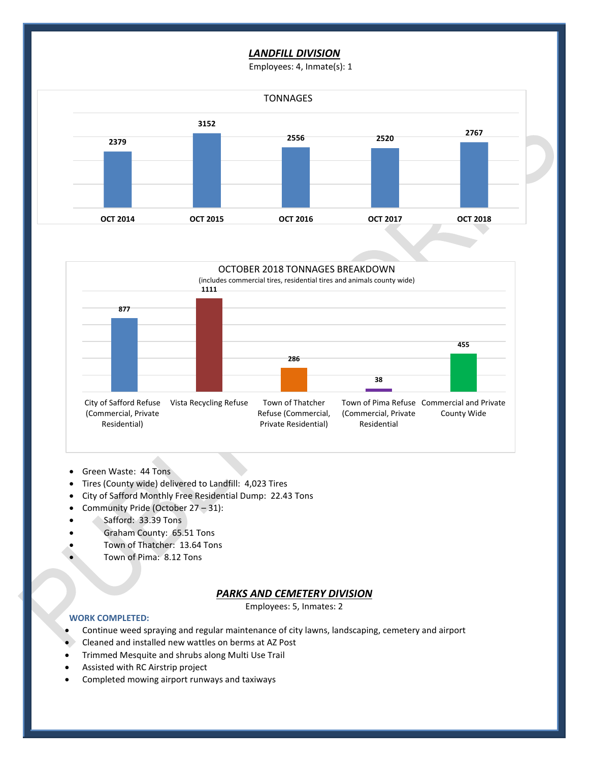## ***LANDFILL DIVISION***

Employees: 4, Inmate(s): 1

**TONNAGES**

| OCT 2014 | OCT 2015 | OCT 2016 | OCT 2017 | OCT 2018 |
|---|---|---|---|---|
| 2379 | 3152 | 2556 | 2520 | 2767 |

**OCTOBER 2018 TONNAGES BREAKDOWN**

(includes commercial tires, residential tires and animals county wide)

| City of Safford Refuse (Commercial, Private Residential) | Vista Recycling Refuse | Town of Thatcher Refuse (Commercial, Private Residential) | Town of Pima Refuse (Commercial, Private Residential | Commercial and Private County Wide |
|---|---|---|---|---|
| 877 | 1111 | 286 | 38 | 455 |

- Green Waste: 44 Tons
- Tires (County wide) delivered to Landfill: 4,023 Tires
- City of Safford Monthly Free Residential Dump: 22.43 Tons
- Community Pride (October 27 – 31):
- Safford: 33.39 Tons
- Graham County: 65.51 Tons
- Town of Thatcher: 13.64 Tons
- Town of Pima: 8.12 Tons

## ***PARKS AND CEMETERY DIVISION***

Employees: 5, Inmates: 2

**WORK COMPLETED:**

- Continue weed spraying and regular maintenance of city lawns, landscaping, cemetery and airport
- Cleaned and installed new wattles on berms at AZ Post
- Trimmed Mesquite and shrubs along Multi Use Trail
- Assisted with RC Airstrip project
- Completed mowing airport runways and taxiways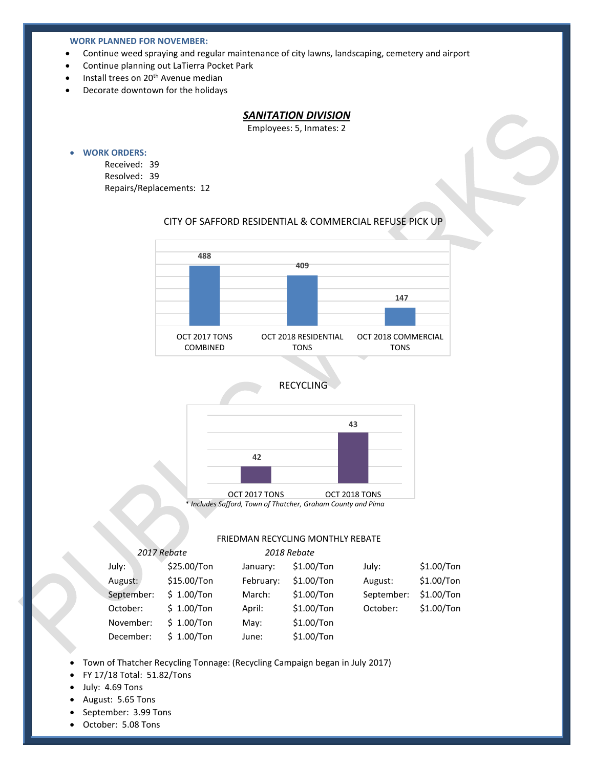**WORK PLANNED FOR NOVEMBER:**

- Continue weed spraying and regular maintenance of city lawns, landscaping, cemetery and airport
- Continue planning out LaTierra Pocket Park
- Install trees on 20th Avenue median
- Decorate downtown for the holidays

## *SANITATION DIVISION*

Employees: 5, Inmates: 2

- **WORK ORDERS:**

  Received: 39
  Resolved: 39
  Repairs/Replacements: 12

CITY OF SAFFORD RESIDENTIAL & COMMERCIAL REFUSE PICK UP

| OCT 2017 TONS COMBINED | OCT 2018 RESIDENTIAL TONS | OCT 2018 COMMERCIAL TONS |
|---|---|---|
| 488 | 409 | 147 |

RECYCLING

| OCT 2017 TONS | OCT 2018 TONS |
|---|---|
| 42 | 43 |

*\* Includes Safford, Town of Thatcher, Graham County and Pima*

FRIEDMAN RECYCLING MONTHLY REBATE

| *2017 Rebate* | | *2018 Rebate* | | | |
|---|---|---|---|---|---|
| July: | $25.00/Ton | January: | $1.00/Ton | July: | $1.00/Ton |
| August: | $15.00/Ton | February: | $1.00/Ton | August: | $1.00/Ton |
| September: | $ 1.00/Ton | March: | $1.00/Ton | September: | $1.00/Ton |
| October: | $ 1.00/Ton | April: | $1.00/Ton | October: | $1.00/Ton |
| November: | $ 1.00/Ton | May: | $1.00/Ton | | |
| December: | $ 1.00/Ton | June: | $1.00/Ton | | |

- Town of Thatcher Recycling Tonnage: (Recycling Campaign began in July 2017)
- FY 17/18 Total: 51.82/Tons
- July: 4.69 Tons
- August: 5.65 Tons
- September: 3.99 Tons
- October: 5.08 Tons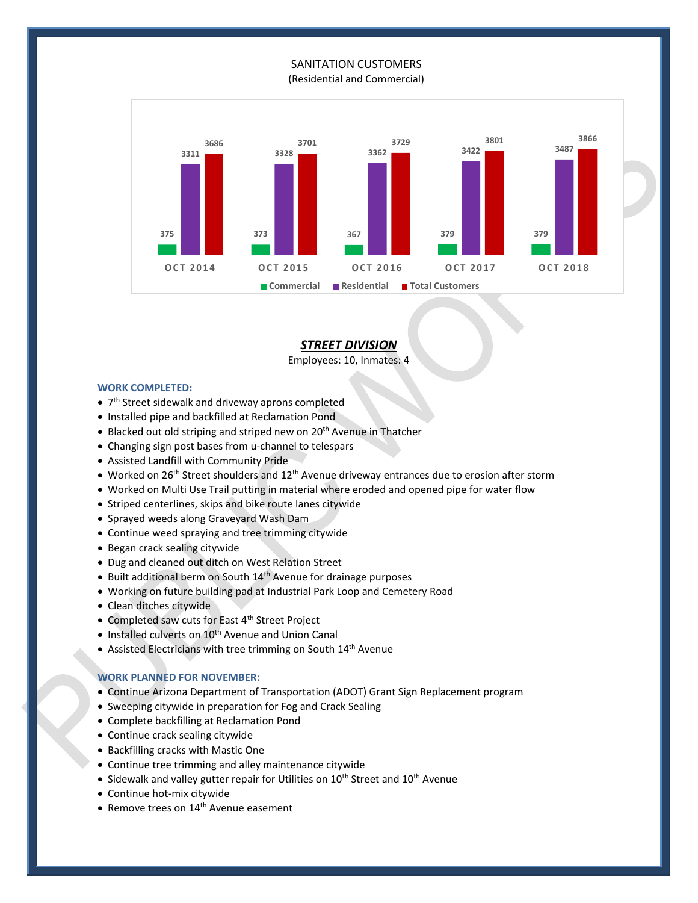SANITATION CUSTOMERS
(Residential and Commercial)

375
3311
3686
373
3328
3701
367
3362
3729
379
3422
3801
379
3487
3866

OCT 2014
OCT 2015
OCT 2016
OCT 2017
OCT 2018

Commercial
Residential
Total Customers

## ***STREET DIVISION***

Employees: 10, Inmates: 4

### WORK COMPLETED:

- 7th Street sidewalk and driveway aprons completed
- Installed pipe and backfilled at Reclamation Pond
- Blacked out old striping and striped new on 20th Avenue in Thatcher
- Changing sign post bases from u-channel to telespars
- Assisted Landfill with Community Pride
- Worked on 26th Street shoulders and 12th Avenue driveway entrances due to erosion after storm
- Worked on Multi Use Trail putting in material where eroded and opened pipe for water flow
- Striped centerlines, skips and bike route lanes citywide
- Sprayed weeds along Graveyard Wash Dam
- Continue weed spraying and tree trimming citywide
- Began crack sealing citywide
- Dug and cleaned out ditch on West Relation Street
- Built additional berm on South 14th Avenue for drainage purposes
- Working on future building pad at Industrial Park Loop and Cemetery Road
- Clean ditches citywide
- Completed saw cuts for East 4th Street Project
- Installed culverts on 10th Avenue and Union Canal
- Assisted Electricians with tree trimming on South 14th Avenue

### WORK PLANNED FOR NOVEMBER:

- Continue Arizona Department of Transportation (ADOT) Grant Sign Replacement program
- Sweeping citywide in preparation for Fog and Crack Sealing
- Complete backfilling at Reclamation Pond
- Continue crack sealing citywide
- Backfilling cracks with Mastic One
- Continue tree trimming and alley maintenance citywide
- Sidewalk and valley gutter repair for Utilities on 10th Street and 10th Avenue
- Continue hot-mix citywide
- Remove trees on 14th Avenue easement